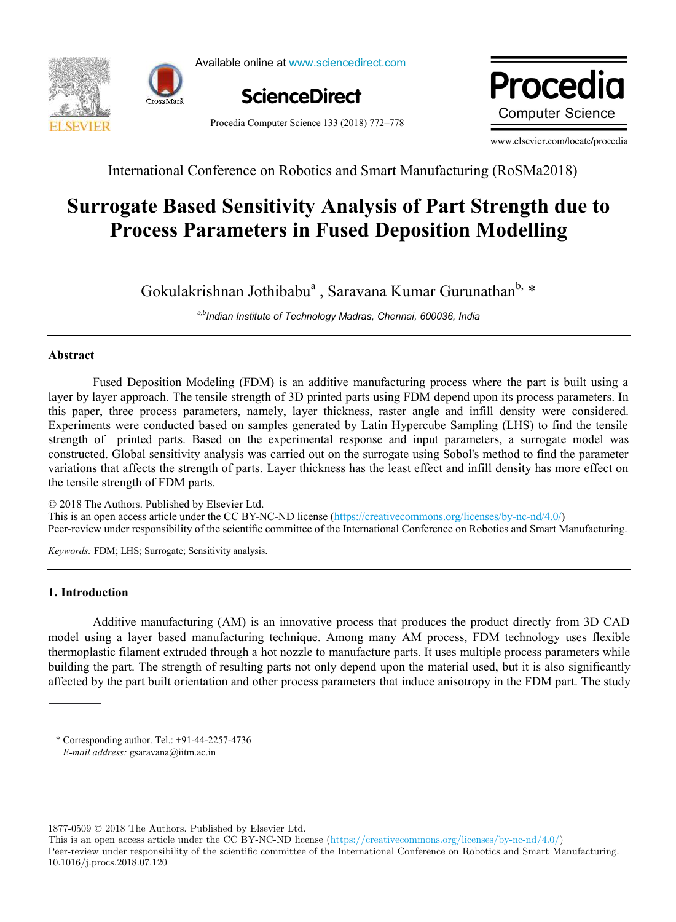International Conference on Robotics and Smart Manufacturing (RoSMa2018)

# Surrogate Based Sensitivity Analysis of Part Strength due to Process Parameters in Fused Deposition Modelling

Gokulakrishnan Jothibabu[a] , Saravana Kumar Gurunathan[b,] *

*[a,b]Indian Institute of Technology Madras, Chennai, 600036, India*

## Abstract

Fused Deposition Modeling (FDM) is an additive manufacturing process where the part is built using a layer by layer approach. The tensile strength of 3D printed parts using FDM depend upon its process parameters. In this paper, three process parameters, namely, layer thickness, raster angle and infill density were considered. Experiments were conducted based on samples generated by Latin Hypercube Sampling (LHS) to find the tensile strength of printed parts. Based on the experimental response and input parameters, a surrogate model was constructed. Global sensitivity analysis was carried out on the surrogate using Sobol's method to find the parameter variations that affects the strength of parts. Layer thickness has the least effect and infill density has more effect on the tensile strength of FDM parts.

© 2018 The Authors. Published by Elsevier Ltd.
This is an open access article under the CC BY-NC-ND license (https://creativecommons.org/licenses/by-nc-nd/4.0/)
Peer-review under responsibility of the scientific committee of the International Conference on Robotics and Smart Manufacturing.

*Keywords:* FDM; LHS; Surrogate; Sensitivity analysis.

## 1. Introduction

Additive manufacturing (AM) is an innovative process that produces the product directly from 3D CAD model using a layer based manufacturing technique. Among many AM process, FDM technology uses flexible thermoplastic filament extruded through a hot nozzle to manufacture parts. It uses multiple process parameters while building the part. The strength of resulting parts not only depend upon the material used, but it is also significantly affected by the part built orientation and other process parameters that induce anisotropy in the FDM part. The study

\* Corresponding author. Tel.: +91-44-2257-4736
*E-mail address:* gsaravana@iitm.ac.in

1877-0509 © 2018 The Authors. Published by Elsevier Ltd.
This is an open access article under the CC BY-NC-ND license (https://creativecommons.org/licenses/by-nc-nd/4.0/)
Peer-review under responsibility of the scientific committee of the International Conference on Robotics and Smart Manufacturing.
10.1016/j.procs.2018.07.120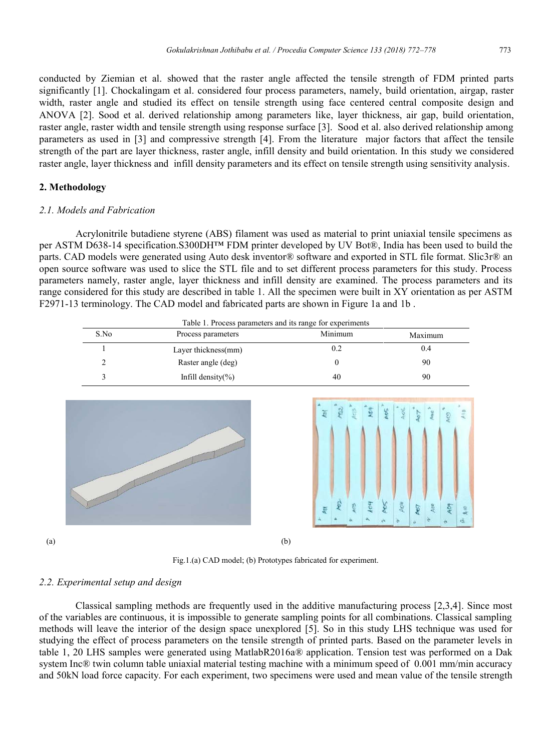conducted by Ziemian et al. showed that the raster angle affected the tensile strength of FDM printed parts significantly [1]. Chockalingam et al. considered four process parameters, namely, build orientation, airgap, raster width, raster angle and studied its effect on tensile strength using face centered central composite design and ANOVA [2]. Sood et al. derived relationship among parameters like, layer thickness, air gap, build orientation, raster angle, raster width and tensile strength using response surface [3]. Sood et al. also derived relationship among parameters as used in [3] and compressive strength [4]. From the literature major factors that affect the tensile strength of the part are layer thickness, raster angle, infill density and build orientation. In this study we considered raster angle, layer thickness and infill density parameters and its effect on tensile strength using sensitivity analysis.

## 2. Methodology

### *2.1. Models and Fabrication*

Acrylonitrile butadiene styrene (ABS) filament was used as material to print uniaxial tensile specimens as per ASTM D638-14 specification.S300DH™ FDM printer developed by UV Bot®, India has been used to build the parts. CAD models were generated using Auto desk inventor® software and exported in STL file format. Slic3r® an open source software was used to slice the STL file and to set different process parameters for this study. Process parameters namely, raster angle, layer thickness and infill density are examined. The process parameters and its range considered for this study are described in table 1. All the specimen were built in XY orientation as per ASTM F2971-13 terminology. The CAD model and fabricated parts are shown in Figure 1a and 1b .

Table 1. Process parameters and its range for experiments

| S.No | Process parameters | Minimum | Maximum |
|---|---|---|---|
| 1 | Layer thickness(mm) | 0.2 | 0.4 |
| 2 | Raster angle (deg) | 0 | 90 |
| 3 | Infill density(%) | 40 | 90 |

(a) (b)

Fig.1.(a) CAD model; (b) Prototypes fabricated for experiment.

### *2.2. Experimental setup and design*

Classical sampling methods are frequently used in the additive manufacturing process [2,3,4]. Since most of the variables are continuous, it is impossible to generate sampling points for all combinations. Classical sampling methods will leave the interior of the design space unexplored [5]. So in this study LHS technique was used for studying the effect of process parameters on the tensile strength of printed parts. Based on the parameter levels in table 1, 20 LHS samples were generated using MatlabR2016a® application. Tension test was performed on a Dak system Inc® twin column table uniaxial material testing machine with a minimum speed of 0.001 mm/min accuracy and 50kN load force capacity. For each experiment, two specimens were used and mean value of the tensile strength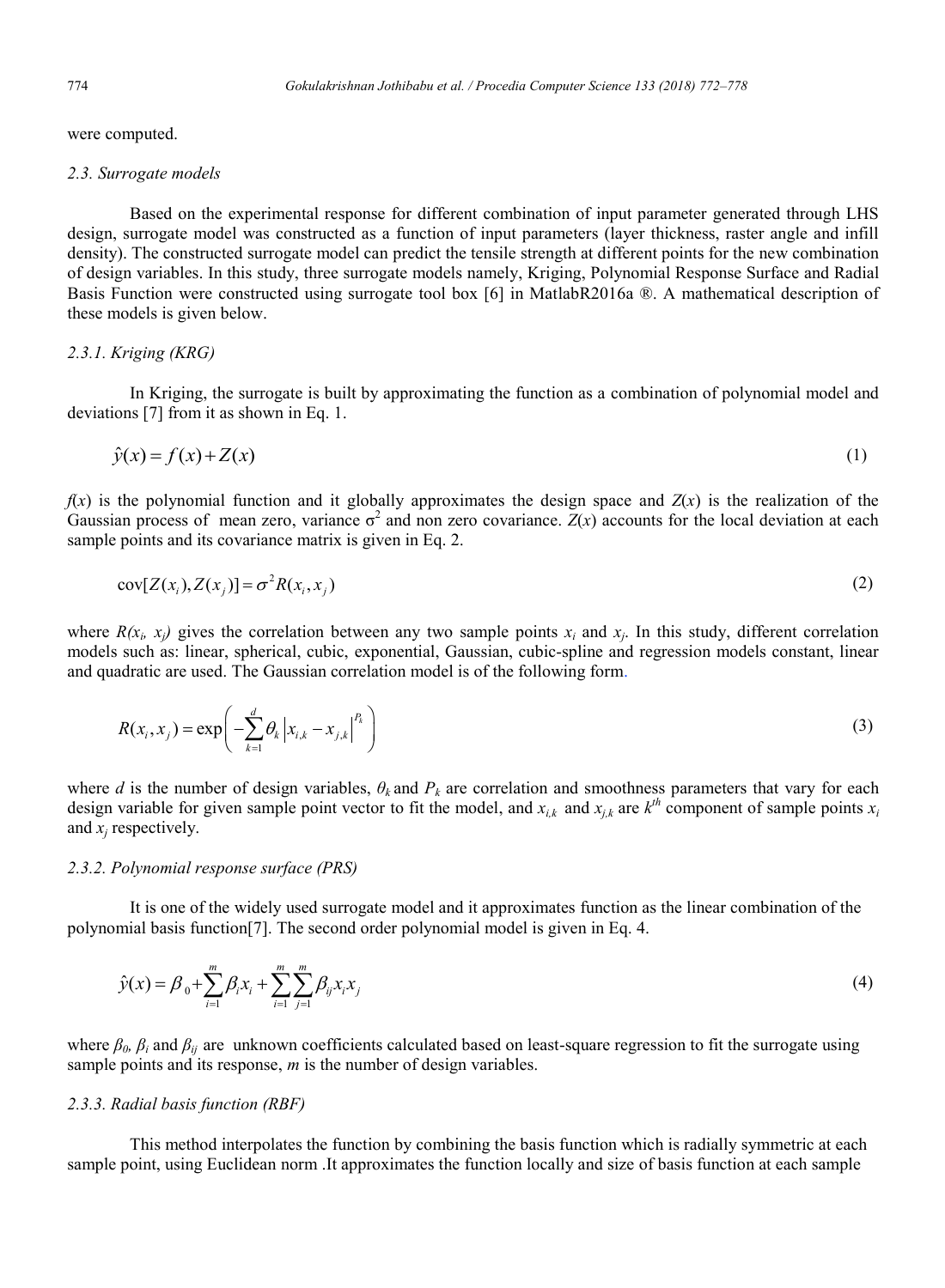were computed.

### 2.3. Surrogate models

Based on the experimental response for different combination of input parameter generated through LHS design, surrogate model was constructed as a function of input parameters (layer thickness, raster angle and infill density). The constructed surrogate model can predict the tensile strength at different points for the new combination of design variables. In this study, three surrogate models namely, Kriging, Polynomial Response Surface and Radial Basis Function were constructed using surrogate tool box [6] in MatlabR2016a ®. A mathematical description of these models is given below.

#### 2.3.1. Kriging (KRG)

In Kriging, the surrogate is built by approximating the function as a combination of polynomial model and deviations [7] from it as shown in Eq. 1.

$$\hat{y}(x) = f(x) + Z(x) \tag{1}$$

$f(x)$ is the polynomial function and it globally approximates the design space and $Z(x)$ is the realization of the Gaussian process of mean zero, variance $\sigma^2$ and non zero covariance. $Z(x)$ accounts for the local deviation at each sample points and its covariance matrix is given in Eq. 2.

$$\mathrm{cov}[Z(x_i), Z(x_j)] = \sigma^2 R(x_i, x_j) \tag{2}$$

where $R(x_i, x_j)$ gives the correlation between any two sample points $x_i$ and $x_j$. In this study, different correlation models such as: linear, spherical, cubic, exponential, Gaussian, cubic-spline and regression models constant, linear and quadratic are used. The Gaussian correlation model is of the following form.

$$R(x_i, x_j) = \exp\left( -\sum_{k=1}^{d} \theta_k \left| x_{i,k} - x_{j,k} \right|^{P_k} \right) \tag{3}$$

where $d$ is the number of design variables, $\theta_k$ and $P_k$ are correlation and smoothness parameters that vary for each design variable for given sample point vector to fit the model, and $x_{i,k}$ and $x_{j,k}$ are $k^{th}$ component of sample points $x_i$ and $x_j$ respectively.

#### 2.3.2. Polynomial response surface (PRS)

It is one of the widely used surrogate model and it approximates function as the linear combination of the polynomial basis function[7]. The second order polynomial model is given in Eq. 4.

$$\hat{y}(x) = \beta_0 + \sum_{i=1}^{m} \beta_i x_i + \sum_{i=1}^{m} \sum_{j=1}^{m} \beta_{ij} x_i x_j \tag{4}$$

where $\beta_0$, $\beta_i$ and $\beta_{ij}$ are unknown coefficients calculated based on least-square regression to fit the surrogate using sample points and its response, $m$ is the number of design variables.

#### 2.3.3. Radial basis function (RBF)

This method interpolates the function by combining the basis function which is radially symmetric at each sample point, using Euclidean norm .It approximates the function locally and size of basis function at each sample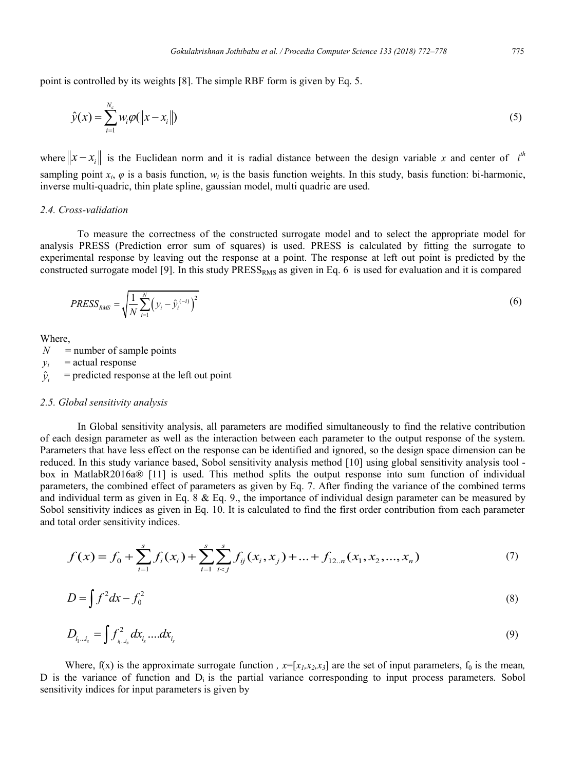point is controlled by its weights [8]. The simple RBF form is given by Eq. 5.

$$\hat{y}(x) = \sum_{i=1}^{N_c} w_i \varphi(\|x - x_i\|) \tag{5}$$

where $\|x - x_i\|$ is the Euclidean norm and it is radial distance between the design variable $x$ and center of $i^{th}$ sampling point $x_i$, $\varphi$ is a basis function, $w_i$ is the basis function weights. In this study, basis function: bi-harmonic, inverse multi-quadric, thin plate spline, gaussian model, multi quadric are used.

### 2.4. Cross-validation

To measure the correctness of the constructed surrogate model and to select the appropriate model for analysis PRESS (Prediction error sum of squares) is used. PRESS is calculated by fitting the surrogate to experimental response by leaving out the response at a point. The response at left out point is predicted by the constructed surrogate model [9]. In this study $PRESS_{RMS}$ as given in Eq. 6 is used for evaluation and it is compared

$$PRESS_{RMS} = \sqrt{\frac{1}{N}\sum_{i=1}^{N}\left(y_i - \hat{y}_i^{(-i)}\right)^2} \tag{6}$$

Where,

$N$ = number of sample points

$y_i$ = actual response

$\hat{y}_i$ = predicted response at the left out point

### 2.5. Global sensitivity analysis

In Global sensitivity analysis, all parameters are modified simultaneously to find the relative contribution of each design parameter as well as the interaction between each parameter to the output response of the system. Parameters that have less effect on the response can be identified and ignored, so the design space dimension can be reduced. In this study variance based, Sobol sensitivity analysis method [10] using global sensitivity analysis tool - box in MatlabR2016a® [11] is used. This method splits the output response into sum function of individual parameters, the combined effect of parameters as given by Eq. 7. After finding the variance of the combined terms and individual term as given in Eq. 8 & Eq. 9., the importance of individual design parameter can be measured by Sobol sensitivity indices as given in Eq. 10. It is calculated to find the first order contribution from each parameter and total order sensitivity indices.

$$f(x) = f_0 + \sum_{i=1}^{s} f_i(x_i) + \sum_{i=1}^{s}\sum_{i<j}^{s} f_{ij}(x_i, x_j) + \ldots + f_{12..n}(x_1, x_2, \ldots, x_n) \tag{7}$$

$$D = \int f^2 dx - f_0^2 \tag{8}$$

$$D_{i_1 \ldots i_s} = \int f_{i_1 \ldots i_s}^2 \, dx_{i_s} \ldots . dx_{i_s} \tag{9}$$

Where, f(x) is the approximate surrogate function , $x$=[$x_1$,$x_2$,$x_3$] are the set of input parameters, $f_0$ is the mean, D is the variance of function and $D_i$ is the partial variance corresponding to input process parameters. Sobol sensitivity indices for input parameters is given by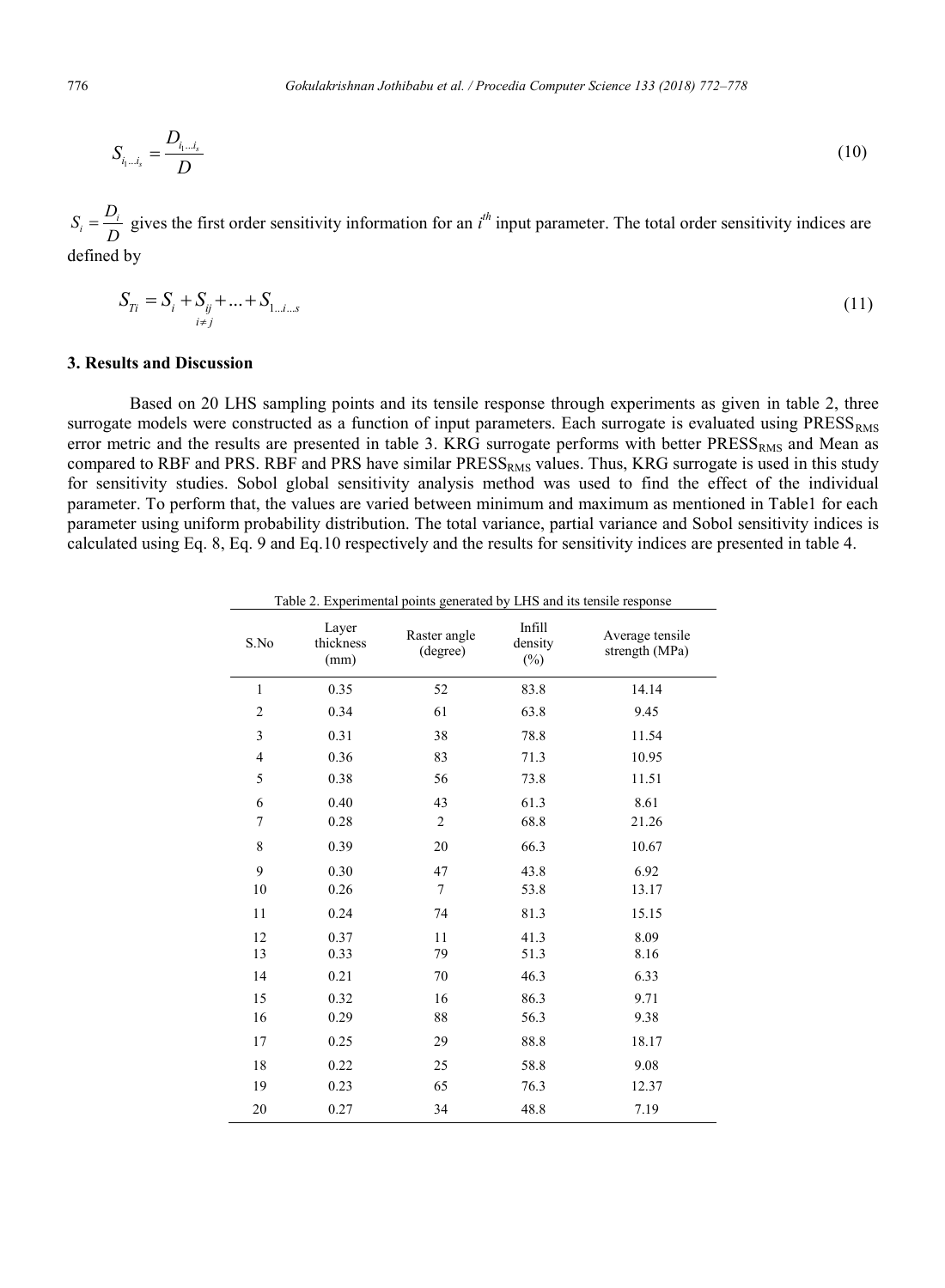$$S_{i_1 \ldots i_s} = \frac{D_{i_1 \ldots i_s}}{D} \tag{10}$$

$S_i = \dfrac{D_i}{D}$ gives the first order sensitivity information for an $i^{th}$ input parameter. The total order sensitivity indices are defined by

$$S_{Ti} = S_i + \underset{i \neq j}{S_{ij}} + \ldots + S_{1 \ldots i \ldots s} \tag{11}$$

## 3. Results and Discussion

Based on 20 LHS sampling points and its tensile response through experiments as given in table 2, three surrogate models were constructed as a function of input parameters. Each surrogate is evaluated using $PRESS_{RMS}$ error metric and the results are presented in table 3. KRG surrogate performs with better $PRESS_{RMS}$ and Mean as compared to RBF and PRS. RBF and PRS have similar $PRESS_{RMS}$ values. Thus, KRG surrogate is used in this study for sensitivity studies. Sobol global sensitivity analysis method was used to find the effect of the individual parameter. To perform that, the values are varied between minimum and maximum as mentioned in Table1 for each parameter using uniform probability distribution. The total variance, partial variance and Sobol sensitivity indices is calculated using Eq. 8, Eq. 9 and Eq.10 respectively and the results for sensitivity indices are presented in table 4.

Table 2. Experimental points generated by LHS and its tensile response

| S.No | Layer thickness (mm) | Raster angle (degree) | Infill density (%) | Average tensile strength (MPa) |
|---|---|---|---|---|
| 1 | 0.35 | 52 | 83.8 | 14.14 |
| 2 | 0.34 | 61 | 63.8 | 9.45 |
| 3 | 0.31 | 38 | 78.8 | 11.54 |
| 4 | 0.36 | 83 | 71.3 | 10.95 |
| 5 | 0.38 | 56 | 73.8 | 11.51 |
| 6 | 0.40 | 43 | 61.3 | 8.61 |
| 7 | 0.28 | 2 | 68.8 | 21.26 |
| 8 | 0.39 | 20 | 66.3 | 10.67 |
| 9 | 0.30 | 47 | 43.8 | 6.92 |
| 10 | 0.26 | 7 | 53.8 | 13.17 |
| 11 | 0.24 | 74 | 81.3 | 15.15 |
| 12 | 0.37 | 11 | 41.3 | 8.09 |
| 13 | 0.33 | 79 | 51.3 | 8.16 |
| 14 | 0.21 | 70 | 46.3 | 6.33 |
| 15 | 0.32 | 16 | 86.3 | 9.71 |
| 16 | 0.29 | 88 | 56.3 | 9.38 |
| 17 | 0.25 | 29 | 88.8 | 18.17 |
| 18 | 0.22 | 25 | 58.8 | 9.08 |
| 19 | 0.23 | 65 | 76.3 | 12.37 |
| 20 | 0.27 | 34 | 48.8 | 7.19 |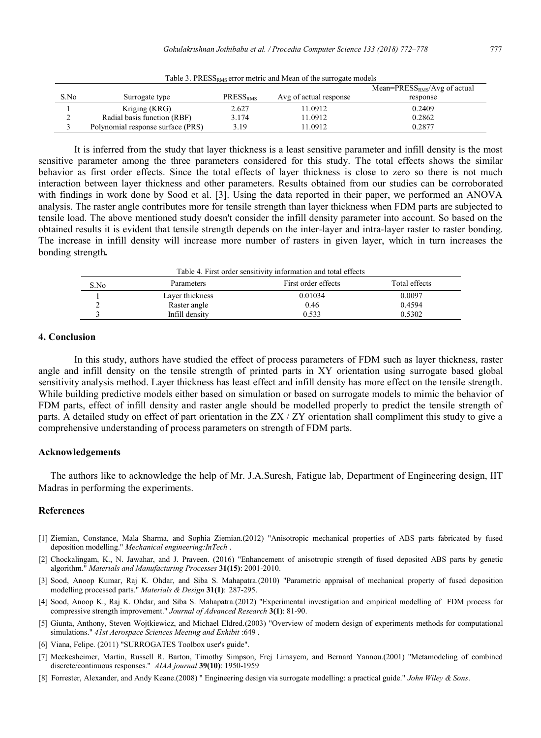Table 3. $PRESS_{RMS}$ error metric and Mean of the surrogate models

| S.No | Surrogate type | $PRESS_{RMS}$ | Avg of actual response | Mean=$PRESS_{RMS}$/Avg of actual response |
|---|---|---|---|---|
| 1 | Kriging (KRG) | 2.627 | 11.0912 | 0.2409 |
| 2 | Radial basis function (RBF) | 3.174 | 11.0912 | 0.2862 |
| 3 | Polynomial response surface (PRS) | 3.19 | 11.0912 | 0.2877 |

It is inferred from the study that layer thickness is a least sensitive parameter and infill density is the most sensitive parameter among the three parameters considered for this study. The total effects shows the similar behavior as first order effects. Since the total effects of layer thickness is close to zero so there is not much interaction between layer thickness and other parameters. Results obtained from our studies can be corroborated with findings in work done by Sood et al. [3]. Using the data reported in their paper, we performed an ANOVA analysis. The raster angle contributes more for tensile strength than layer thickness when FDM parts are subjected to tensile load. The above mentioned study doesn't consider the infill density parameter into account. So based on the obtained results it is evident that tensile strength depends on the inter-layer and intra-layer raster to raster bonding. The increase in infill density will increase more number of rasters in given layer, which in turn increases the bonding strength**.**

Table 4. First order sensitivity information and total effects

| S.No | Parameters | First order effects | Total effects |
|---|---|---|---|
| 1 | Layer thickness | 0.01034 | 0.0097 |
| 2 | Raster angle | 0.46 | 0.4594 |
| 3 | Infill density | 0.533 | 0.5302 |

## 4. Conclusion

In this study, authors have studied the effect of process parameters of FDM such as layer thickness, raster angle and infill density on the tensile strength of printed parts in XY orientation using surrogate based global sensitivity analysis method. Layer thickness has least effect and infill density has more effect on the tensile strength. While building predictive models either based on simulation or based on surrogate models to mimic the behavior of FDM parts, effect of infill density and raster angle should be modelled properly to predict the tensile strength of parts. A detailed study on effect of part orientation in the ZX / ZY orientation shall compliment this study to give a comprehensive understanding of process parameters on strength of FDM parts.

## Acknowledgements

The authors like to acknowledge the help of Mr. J.A.Suresh, Fatigue lab, Department of Engineering design, IIT Madras in performing the experiments.

## References

[1] Ziemian, Constance, Mala Sharma, and Sophia Ziemian.(2012) "Anisotropic mechanical properties of ABS parts fabricated by fused deposition modelling." *Mechanical engineering:InTech* .

[2] Chockalingam, K., N. Jawahar, and J. Praveen. (2016) "Enhancement of anisotropic strength of fused deposited ABS parts by genetic algorithm." *Materials and Manufacturing Processes* **31(15)**: 2001-2010.

[3] Sood, Anoop Kumar, Raj K. Ohdar, and Siba S. Mahapatra.(2010) "Parametric appraisal of mechanical property of fused deposition modelling processed parts." *Materials & Design* **31(1)**: 287-295.

[4] Sood, Anoop K., Raj K. Ohdar, and Siba S. Mahapatra.(2012) "Experimental investigation and empirical modelling of FDM process for compressive strength improvement." *Journal of Advanced Research* **3(1)**: 81-90.

[5] Giunta, Anthony, Steven Wojtkiewicz, and Michael Eldred.(2003) "Overview of modern design of experiments methods for computational simulations." *41st Aerospace Sciences Meeting and Exhibit* :649 .

[6] Viana, Felipe. (2011) "SURROGATES Toolbox user's guide".

[7] Meckesheimer, Martin, Russell R. Barton, Timothy Simpson, Frej Limayem, and Bernard Yannou.(2001) "Metamodeling of combined discrete/continuous responses." *AIAA journal* **39(10)**: 1950-1959

[8] Forrester, Alexander, and Andy Keane.(2008) " Engineering design via surrogate modelling: a practical guide." *John Wiley & Sons*.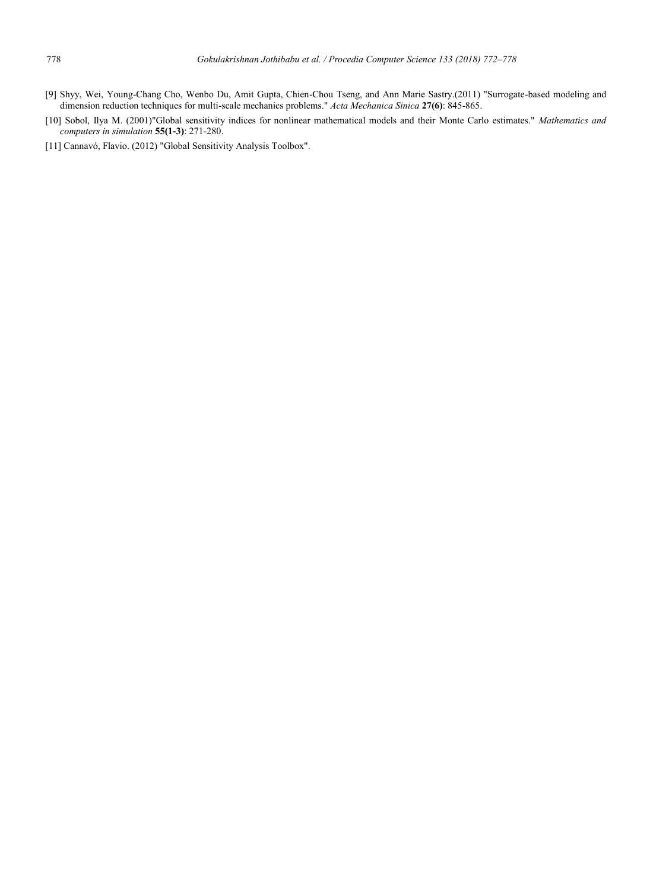[9] Shyy, Wei, Young-Chang Cho, Wenbo Du, Amit Gupta, Chien-Chou Tseng, and Ann Marie Sastry.(2011) "Surrogate-based modeling and dimension reduction techniques for multi-scale mechanics problems." *Acta Mechanica Sinica* **27(6)**: 845-865.

[10] Sobol, Ilya M. (2001)"Global sensitivity indices for nonlinear mathematical models and their Monte Carlo estimates." *Mathematics and computers in simulation* **55(1-3)**: 271-280.

[11] Cannavó, Flavio. (2012) "Global Sensitivity Analysis Toolbox".